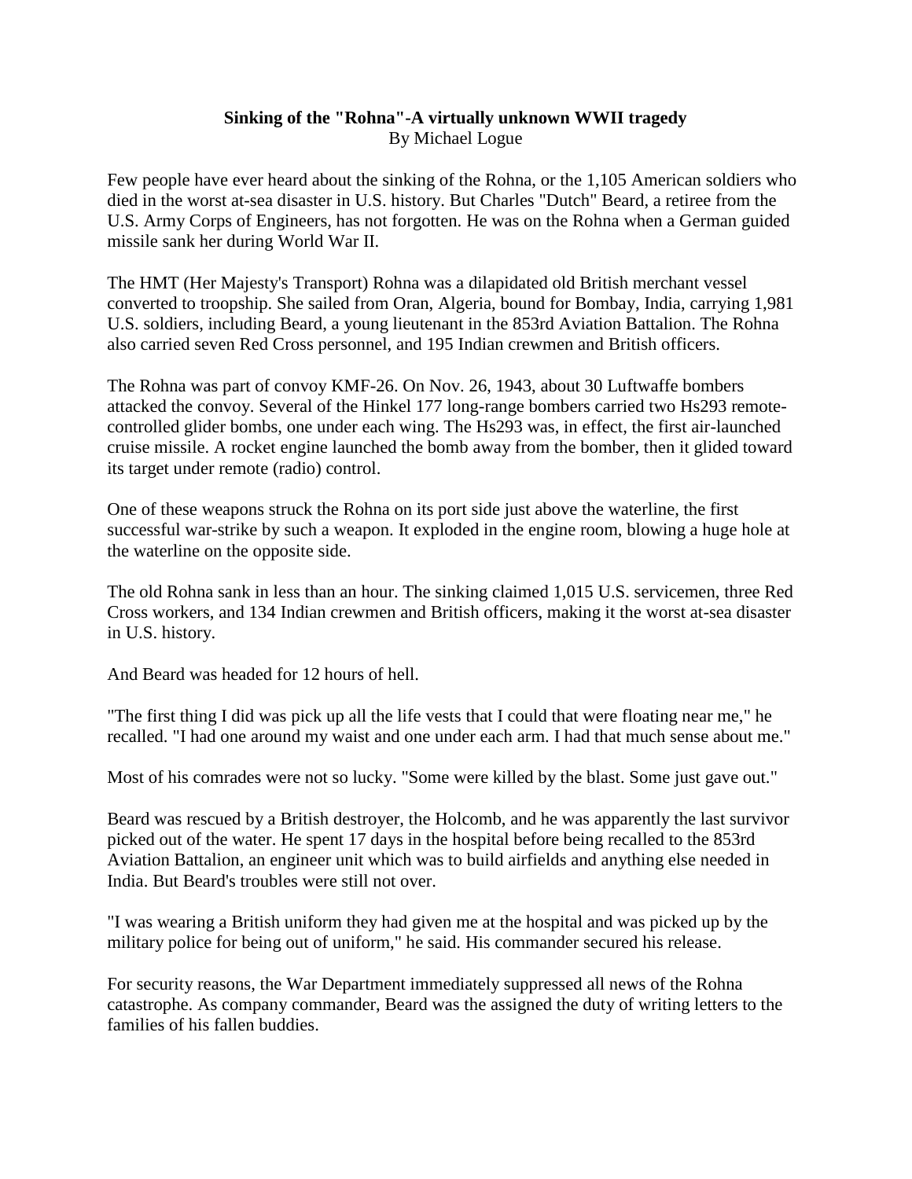**Sinking of the "Rohna"-A virtually unknown WWII tragedy**
By Michael Logue

Few people have ever heard about the sinking of the Rohna, or the 1,105 American soldiers who died in the worst at-sea disaster in U.S. history. But Charles "Dutch" Beard, a retiree from the U.S. Army Corps of Engineers, has not forgotten. He was on the Rohna when a German guided missile sank her during World War II.

The HMT (Her Majesty's Transport) Rohna was a dilapidated old British merchant vessel converted to troopship. She sailed from Oran, Algeria, bound for Bombay, India, carrying 1,981 U.S. soldiers, including Beard, a young lieutenant in the 853rd Aviation Battalion. The Rohna also carried seven Red Cross personnel, and 195 Indian crewmen and British officers.

The Rohna was part of convoy KMF-26. On Nov. 26, 1943, about 30 Luftwaffe bombers attacked the convoy. Several of the Hinkel 177 long-range bombers carried two Hs293 remote-controlled glider bombs, one under each wing. The Hs293 was, in effect, the first air-launched cruise missile. A rocket engine launched the bomb away from the bomber, then it glided toward its target under remote (radio) control.

One of these weapons struck the Rohna on its port side just above the waterline, the first successful war-strike by such a weapon. It exploded in the engine room, blowing a huge hole at the waterline on the opposite side.

The old Rohna sank in less than an hour. The sinking claimed 1,015 U.S. servicemen, three Red Cross workers, and 134 Indian crewmen and British officers, making it the worst at-sea disaster in U.S. history.

And Beard was headed for 12 hours of hell.

"The first thing I did was pick up all the life vests that I could that were floating near me," he recalled. "I had one around my waist and one under each arm. I had that much sense about me."

Most of his comrades were not so lucky. "Some were killed by the blast. Some just gave out."

Beard was rescued by a British destroyer, the Holcomb, and he was apparently the last survivor picked out of the water. He spent 17 days in the hospital before being recalled to the 853rd Aviation Battalion, an engineer unit which was to build airfields and anything else needed in India. But Beard's troubles were still not over.

"I was wearing a British uniform they had given me at the hospital and was picked up by the military police for being out of uniform," he said. His commander secured his release.

For security reasons, the War Department immediately suppressed all news of the Rohna catastrophe. As company commander, Beard was the assigned the duty of writing letters to the families of his fallen buddies.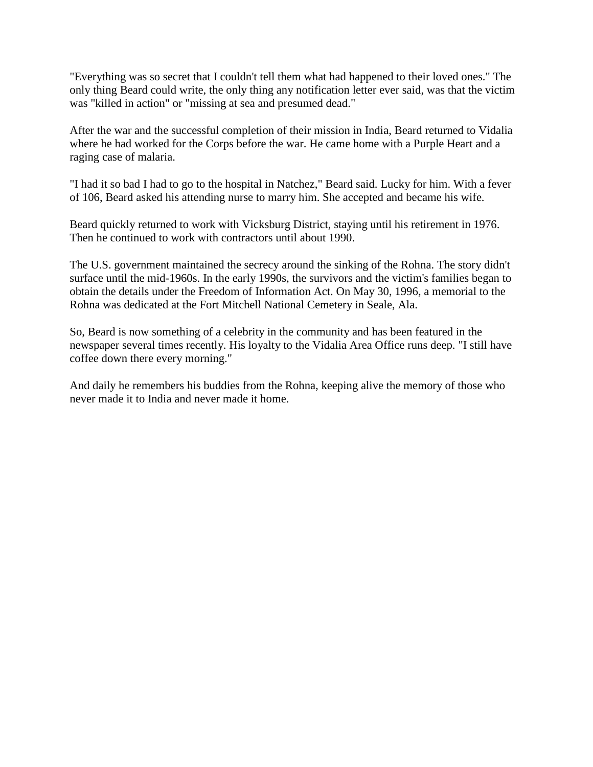"Everything was so secret that I couldn't tell them what had happened to their loved ones." The only thing Beard could write, the only thing any notification letter ever said, was that the victim was "killed in action" or "missing at sea and presumed dead."

After the war and the successful completion of their mission in India, Beard returned to Vidalia where he had worked for the Corps before the war. He came home with a Purple Heart and a raging case of malaria.

"I had it so bad I had to go to the hospital in Natchez," Beard said. Lucky for him. With a fever of 106, Beard asked his attending nurse to marry him. She accepted and became his wife.

Beard quickly returned to work with Vicksburg District, staying until his retirement in 1976. Then he continued to work with contractors until about 1990.

The U.S. government maintained the secrecy around the sinking of the Rohna. The story didn't surface until the mid-1960s. In the early 1990s, the survivors and the victim's families began to obtain the details under the Freedom of Information Act. On May 30, 1996, a memorial to the Rohna was dedicated at the Fort Mitchell National Cemetery in Seale, Ala.

So, Beard is now something of a celebrity in the community and has been featured in the newspaper several times recently. His loyalty to the Vidalia Area Office runs deep. "I still have coffee down there every morning."

And daily he remembers his buddies from the Rohna, keeping alive the memory of those who never made it to India and never made it home.